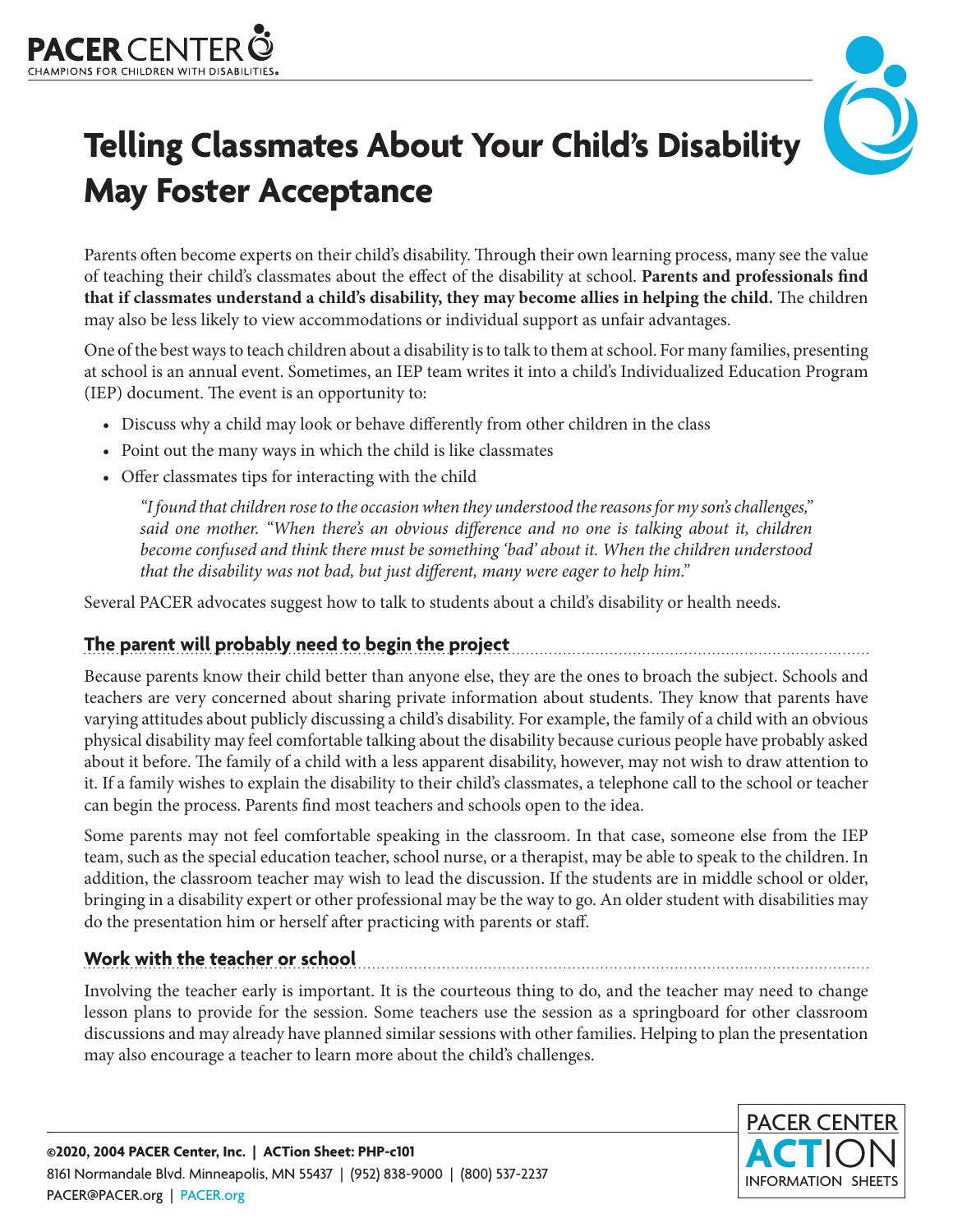# Telling Classmates About Your Child's Disability May Foster Acceptance

Parents often become experts on their child's disability. Through their own learning process, many see the value of teaching their child's classmates about the effect of the disability at school. **Parents and professionals find that if classmates understand a child's disability, they may become allies in helping the child.** The children may also be less likely to view accommodations or individual support as unfair advantages.

One of the best ways to teach children about a disability is to talk to them at school. For many families, presenting at school is an annual event. Sometimes, an IEP team writes it into a child's Individualized Education Program (IEP) document. The event is an opportunity to:

- Discuss why a child may look or behave differently from other children in the class
- Point out the many ways in which the child is like classmates
- Offer classmates tips for interacting with the child

> *"I found that children rose to the occasion when they understood the reasons for my son's challenges," said one mother. "When there's an obvious difference and no one is talking about it, children become confused and think there must be something 'bad' about it. When the children understood that the disability was not bad, but just different, many were eager to help him."*

Several PACER advocates suggest how to talk to students about a child's disability or health needs.

## The parent will probably need to begin the project

Because parents know their child better than anyone else, they are the ones to broach the subject. Schools and teachers are very concerned about sharing private information about students. They know that parents have varying attitudes about publicly discussing a child's disability. For example, the family of a child with an obvious physical disability may feel comfortable talking about the disability because curious people have probably asked about it before. The family of a child with a less apparent disability, however, may not wish to draw attention to it. If a family wishes to explain the disability to their child's classmates, a telephone call to the school or teacher can begin the process. Parents find most teachers and schools open to the idea.

Some parents may not feel comfortable speaking in the classroom. In that case, someone else from the IEP team, such as the special education teacher, school nurse, or a therapist, may be able to speak to the children. In addition, the classroom teacher may wish to lead the discussion. If the students are in middle school or older, bringing in a disability expert or other professional may be the way to go. An older student with disabilities may do the presentation him or herself after practicing with parents or staff.

## Work with the teacher or school

Involving the teacher early is important. It is the courteous thing to do, and the teacher may need to change lesson plans to provide for the session. Some teachers use the session as a springboard for other classroom discussions and may already have planned similar sessions with other families. Helping to plan the presentation may also encourage a teacher to learn more about the child's challenges.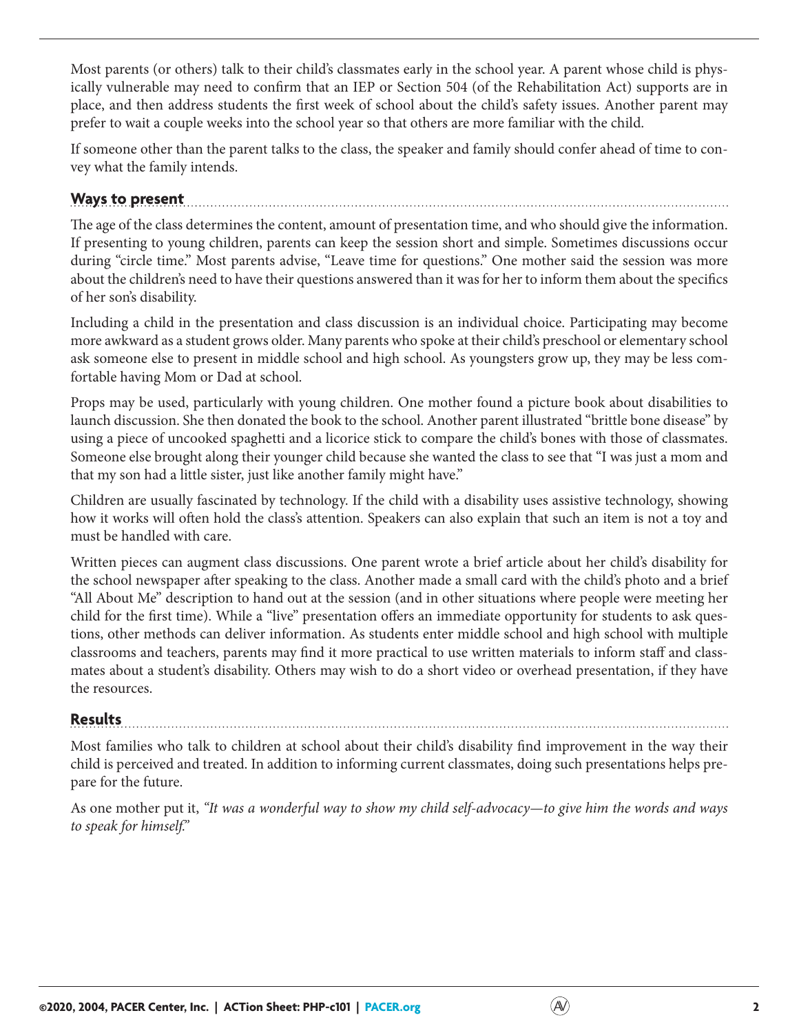Most parents (or others) talk to their child's classmates early in the school year. A parent whose child is physically vulnerable may need to confirm that an IEP or Section 504 (of the Rehabilitation Act) supports are in place, and then address students the first week of school about the child's safety issues. Another parent may prefer to wait a couple weeks into the school year so that others are more familiar with the child.

If someone other than the parent talks to the class, the speaker and family should confer ahead of time to convey what the family intends.

## Ways to present

The age of the class determines the content, amount of presentation time, and who should give the information. If presenting to young children, parents can keep the session short and simple. Sometimes discussions occur during "circle time." Most parents advise, "Leave time for questions." One mother said the session was more about the children's need to have their questions answered than it was for her to inform them about the specifics of her son's disability.

Including a child in the presentation and class discussion is an individual choice. Participating may become more awkward as a student grows older. Many parents who spoke at their child's preschool or elementary school ask someone else to present in middle school and high school. As youngsters grow up, they may be less comfortable having Mom or Dad at school.

Props may be used, particularly with young children. One mother found a picture book about disabilities to launch discussion. She then donated the book to the school. Another parent illustrated "brittle bone disease" by using a piece of uncooked spaghetti and a licorice stick to compare the child's bones with those of classmates. Someone else brought along their younger child because she wanted the class to see that "I was just a mom and that my son had a little sister, just like another family might have."

Children are usually fascinated by technology. If the child with a disability uses assistive technology, showing how it works will often hold the class's attention. Speakers can also explain that such an item is not a toy and must be handled with care.

Written pieces can augment class discussions. One parent wrote a brief article about her child's disability for the school newspaper after speaking to the class. Another made a small card with the child's photo and a brief "All About Me" description to hand out at the session (and in other situations where people were meeting her child for the first time). While a "live" presentation offers an immediate opportunity for students to ask questions, other methods can deliver information. As students enter middle school and high school with multiple classrooms and teachers, parents may find it more practical to use written materials to inform staff and classmates about a student's disability. Others may wish to do a short video or overhead presentation, if they have the resources.

## Results

Most families who talk to children at school about their child's disability find improvement in the way their child is perceived and treated. In addition to informing current classmates, doing such presentations helps prepare for the future.

As one mother put it, *"It was a wonderful way to show my child self-advocacy—to give him the words and ways to speak for himself."*